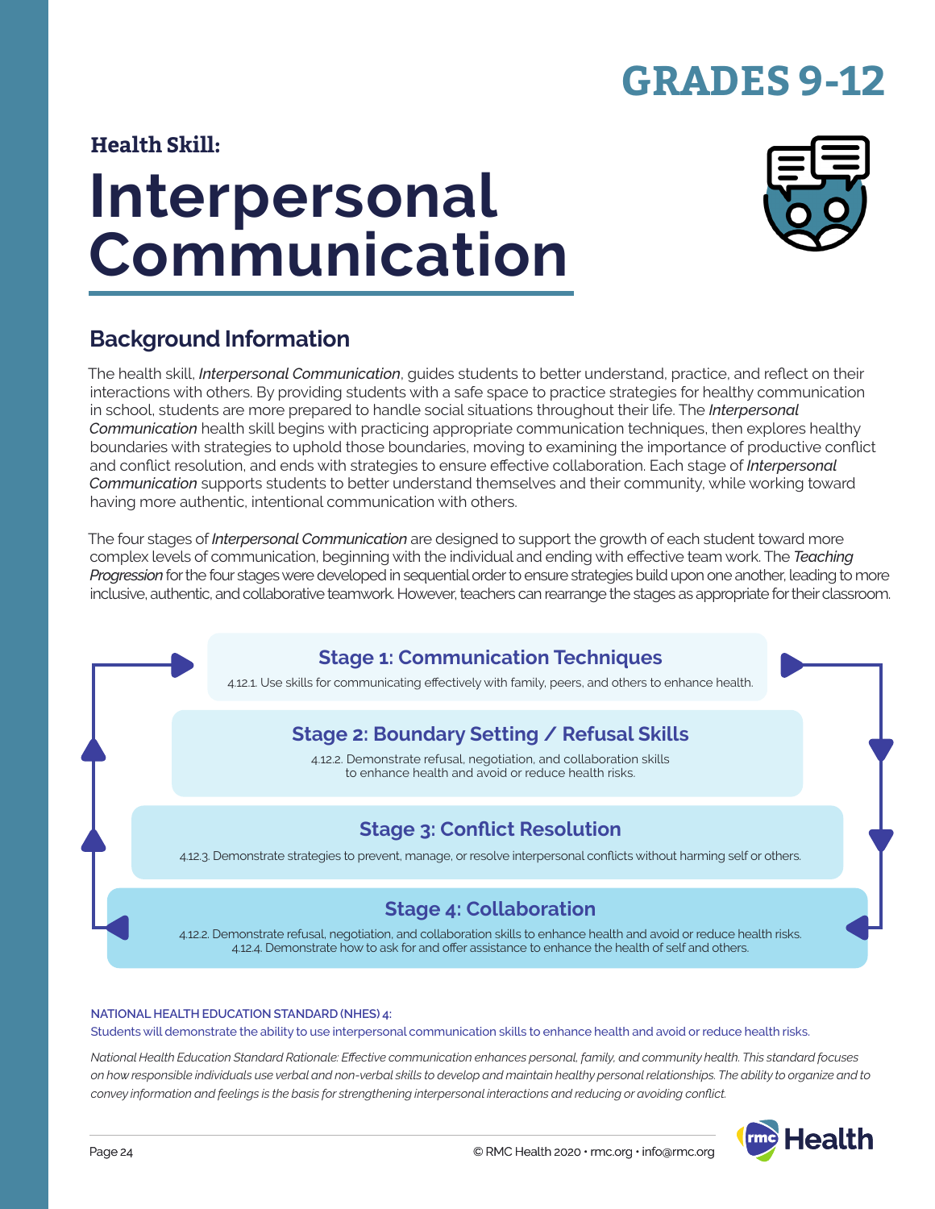# GRADES 9-12

**Health Skill:**

# Interpersonal Communication

## Background Information

The health skill, *Interpersonal Communication*, guides students to better understand, practice, and reflect on their interactions with others. By providing students with a safe space to practice strategies for healthy communication in school, students are more prepared to handle social situations throughout their life. The *Interpersonal Communication* health skill begins with practicing appropriate communication techniques, then explores healthy boundaries with strategies to uphold those boundaries, moving to examining the importance of productive conflict and conflict resolution, and ends with strategies to ensure effective collaboration. Each stage of *Interpersonal Communication* supports students to better understand themselves and their community, while working toward having more authentic, intentional communication with others.

The four stages of *Interpersonal Communication* are designed to support the growth of each student toward more complex levels of communication, beginning with the individual and ending with effective team work. The *Teaching Progression* for the four stages were developed in sequential order to ensure strategies build upon one another, leading to more inclusive, authentic, and collaborative teamwork. However, teachers can rearrange the stages as appropriate for their classroom.

### Stage 1: Communication Techniques

4.12.1. Use skills for communicating effectively with family, peers, and others to enhance health.

### Stage 2: Boundary Setting / Refusal Skills

4.12.2. Demonstrate refusal, negotiation, and collaboration skills to enhance health and avoid or reduce health risks.

### Stage 3: Conflict Resolution

4.12.3. Demonstrate strategies to prevent, manage, or resolve interpersonal conflicts without harming self or others.

### Stage 4: Collaboration

4.12.2. Demonstrate refusal, negotiation, and collaboration skills to enhance health and avoid or reduce health risks.
4.12.4. Demonstrate how to ask for and offer assistance to enhance the health of self and others.

**NATIONAL HEALTH EDUCATION STANDARD (NHES) 4:**
Students will demonstrate the ability to use interpersonal communication skills to enhance health and avoid or reduce health risks.

*National Health Education Standard Rationale: Effective communication enhances personal, family, and community health. This standard focuses on how responsible individuals use verbal and non-verbal skills to develop and maintain healthy personal relationships. The ability to organize and to convey information and feelings is the basis for strengthening interpersonal interactions and reducing or avoiding conflict.*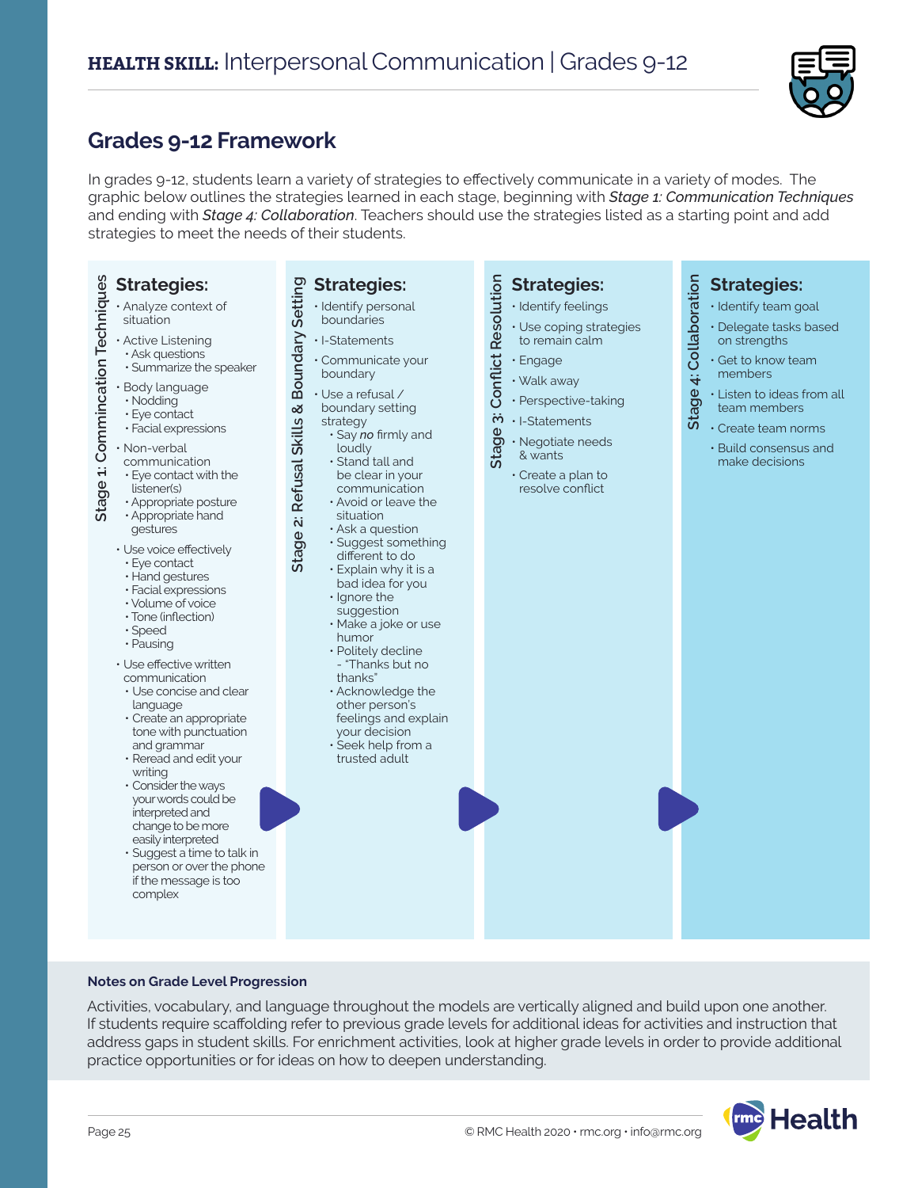# **HEALTH SKILL:** Interpersonal Communication | Grades 9-12

## Grades 9-12 Framework

In grades 9-12, students learn a variety of strategies to effectively communicate in a variety of modes. The graphic below outlines the strategies learned in each stage, beginning with ***Stage 1:** Communication Techniques* and ending with ***Stage 4:** Collaboration*. Teachers should use the strategies listed as a starting point and add strategies to meet the needs of their students.

### Stage 1: Commincation Techniques

**Strategies:**

- Analyze context of situation
- Active Listening
  - Ask questions
  - Summarize the speaker
- Body language
  - Nodding
  - Eye contact
  - Facial expressions
- Non-verbal communication
  - Eye contact with the listener(s)
  - Appropriate posture
  - Appropriate hand gestures
- Use voice effectively
  - Eye contact
  - Hand gestures
  - Facial expressions
  - Volume of voice
  - Tone (inflection)
  - Speed
  - Pausing
- Use effective written communication
  - Use concise and clear language
  - Create an appropriate tone with punctuation and grammar
  - Reread and edit your writing
  - Consider the ways your words could be interpreted and change to be more easily interpreted
  - Suggest a time to talk in person or over the phone if the message is too complex

### Stage 2: Refusal Skills & Boundary Setting

**Strategies:**

- Identify personal boundaries
- I-Statements
- Communicate your boundary
- Use a refusal / boundary setting strategy
  - Say ***no*** firmly and loudly
  - Stand tall and be clear in your communication
  - Avoid or leave the situation
  - Ask a question
  - Suggest something different to do
  - Explain why it is a bad idea for you
  - Ignore the suggestion
  - Make a joke or use humor
  - Politely decline - "Thanks but no thanks"
  - Acknowledge the other person's feelings and explain your decision
  - Seek help from a trusted adult

### Stage 3: Conflict Resolution

**Strategies:**

- Identify feelings
- Use coping strategies to remain calm
- Engage
- Walk away
- Perspective-taking
- I-Statements
- Negotiate needs & wants
- Create a plan to resolve conflict

### Stage 4: Collaboration

**Strategies:**

- Identify team goal
- Delegate tasks based on strengths
- Get to know team members
- Listen to ideas from all team members
- Create team norms
- Build consensus and make decisions

**Notes on Grade Level Progression**

Activities, vocabulary, and language throughout the models are vertically aligned and build upon one another. If students require scaffolding refer to previous grade levels for additional ideas for activities and instruction that address gaps in student skills. For enrichment activities, look at higher grade levels in order to provide additional practice opportunities or for ideas on how to deepen understanding.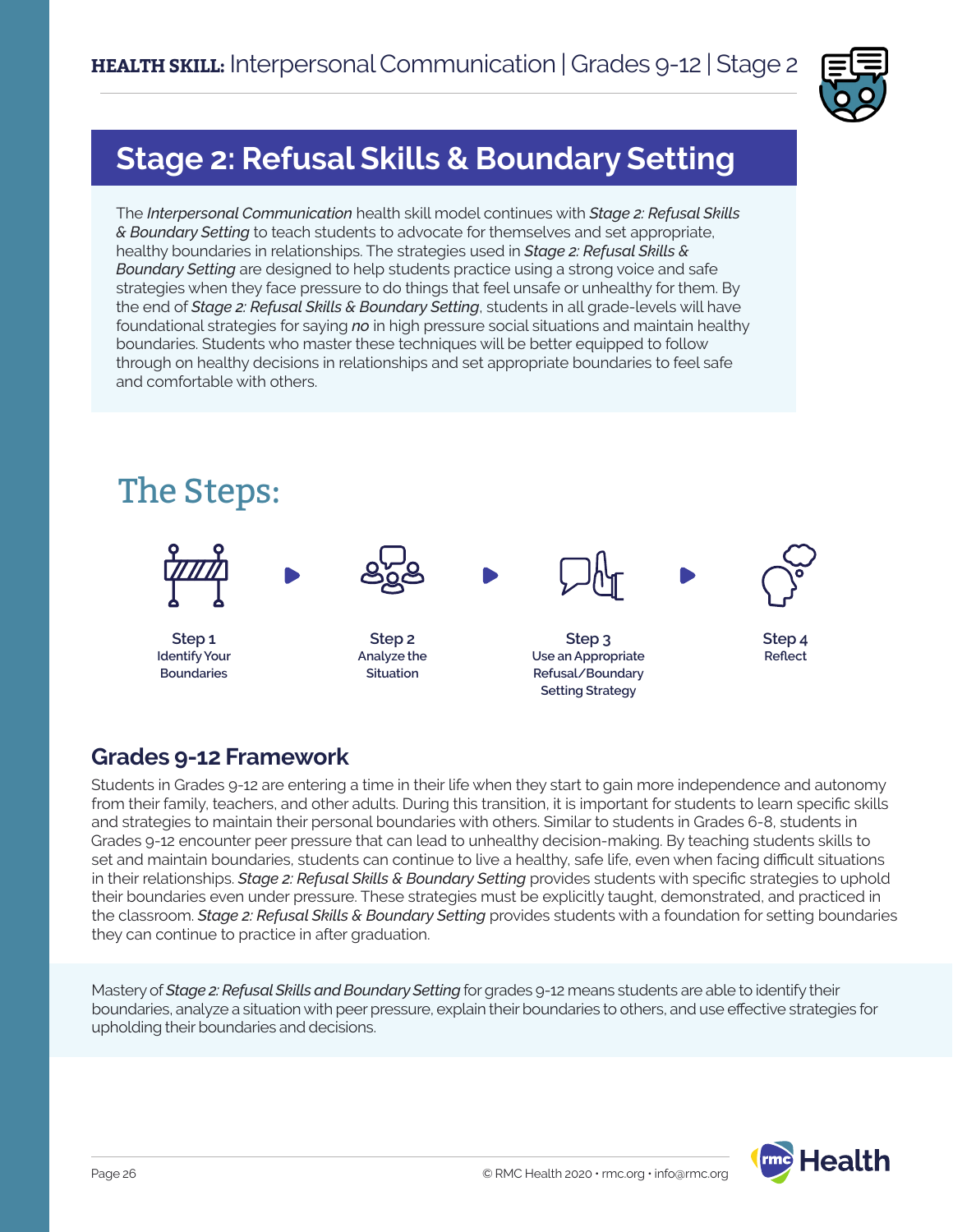# Stage 2: Refusal Skills & Boundary Setting

The *Interpersonal Communication* health skill model continues with *Stage 2: Refusal Skills & Boundary Setting* to teach students to advocate for themselves and set appropriate, healthy boundaries in relationships. The strategies used in *Stage 2: Refusal Skills & Boundary Setting* are designed to help students practice using a strong voice and safe strategies when they face pressure to do things that feel unsafe or unhealthy for them. By the end of *Stage 2: Refusal Skills & Boundary Setting*, students in all grade-levels will have foundational strategies for saying ***no*** in high pressure social situations and maintain healthy boundaries. Students who master these techniques will be better equipped to follow through on healthy decisions in relationships and set appropriate boundaries to feel safe and comfortable with others.

## The Steps:

**Step 1**
Identify Your Boundaries

**Step 2**
Analyze the Situation

**Step 3**
Use an Appropriate Refusal/Boundary Setting Strategy

**Step 4**
Reflect

## Grades 9-12 Framework

Students in Grades 9-12 are entering a time in their life when they start to gain more independence and autonomy from their family, teachers, and other adults. During this transition, it is important for students to learn specific skills and strategies to maintain their personal boundaries with others. Similar to students in Grades 6-8, students in Grades 9-12 encounter peer pressure that can lead to unhealthy decision-making. By teaching students skills to set and maintain boundaries, students can continue to live a healthy, safe life, even when facing difficult situations in their relationships. *Stage 2: Refusal Skills & Boundary Setting* provides students with specific strategies to uphold their boundaries even under pressure. These strategies must be explicitly taught, demonstrated, and practiced in the classroom. *Stage 2: Refusal Skills & Boundary Setting* provides students with a foundation for setting boundaries they can continue to practice in after graduation.

Mastery of *Stage 2: Refusal Skills and Boundary Setting* for grades 9-12 means students are able to identify their boundaries, analyze a situation with peer pressure, explain their boundaries to others, and use effective strategies for upholding their boundaries and decisions.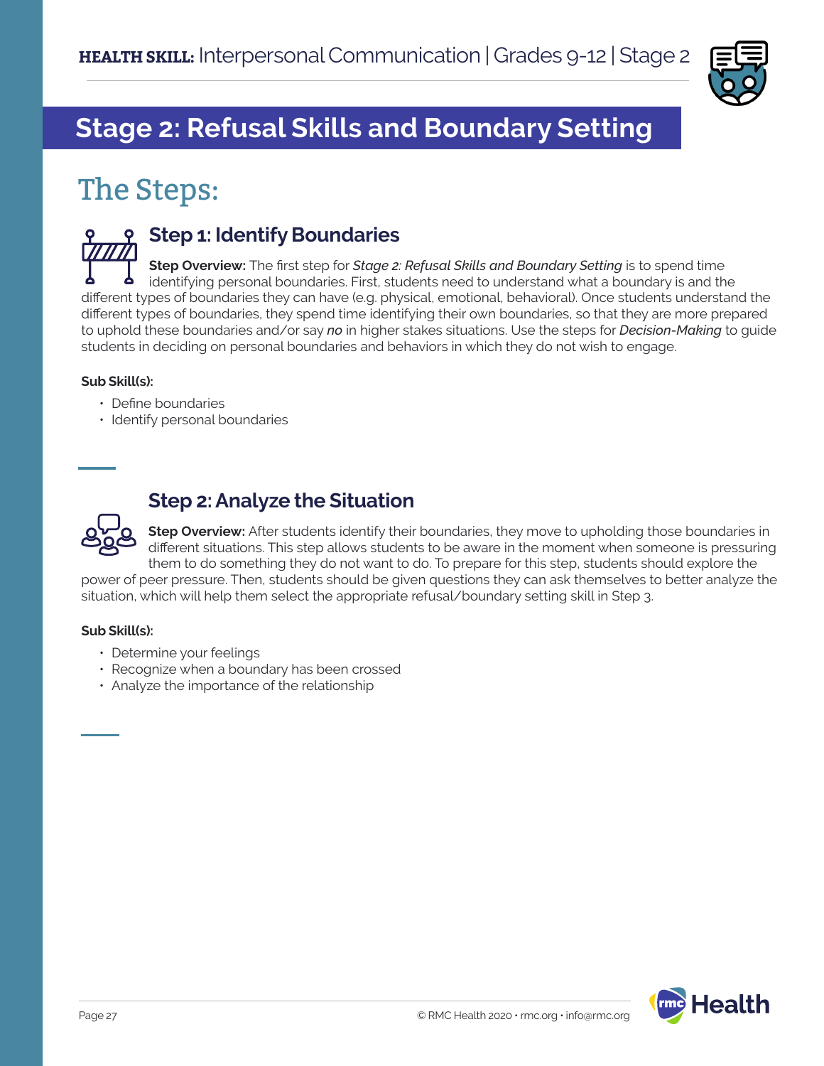## Stage 2: Refusal Skills and Boundary Setting

# The Steps:

### Step 1: Identify Boundaries

**Step Overview:** The first step for *Stage 2: Refusal Skills and Boundary Setting* is to spend time identifying personal boundaries. First, students need to understand what a boundary is and the different types of boundaries they can have (e.g. physical, emotional, behavioral). Once students understand the different types of boundaries, they spend time identifying their own boundaries, so that they are more prepared to uphold these boundaries and/or say *no* in higher stakes situations. Use the steps for *Decision-Making* to guide students in deciding on personal boundaries and behaviors in which they do not wish to engage.

**Sub Skill(s):**

- Define boundaries
- Identify personal boundaries

### Step 2: Analyze the Situation

**Step Overview:** After students identify their boundaries, they move to upholding those boundaries in different situations. This step allows students to be aware in the moment when someone is pressuring them to do something they do not want to do. To prepare for this step, students should explore the power of peer pressure. Then, students should be given questions they can ask themselves to better analyze the situation, which will help them select the appropriate refusal/boundary setting skill in Step 3.

**Sub Skill(s):**

- Determine your feelings
- Recognize when a boundary has been crossed
- Analyze the importance of the relationship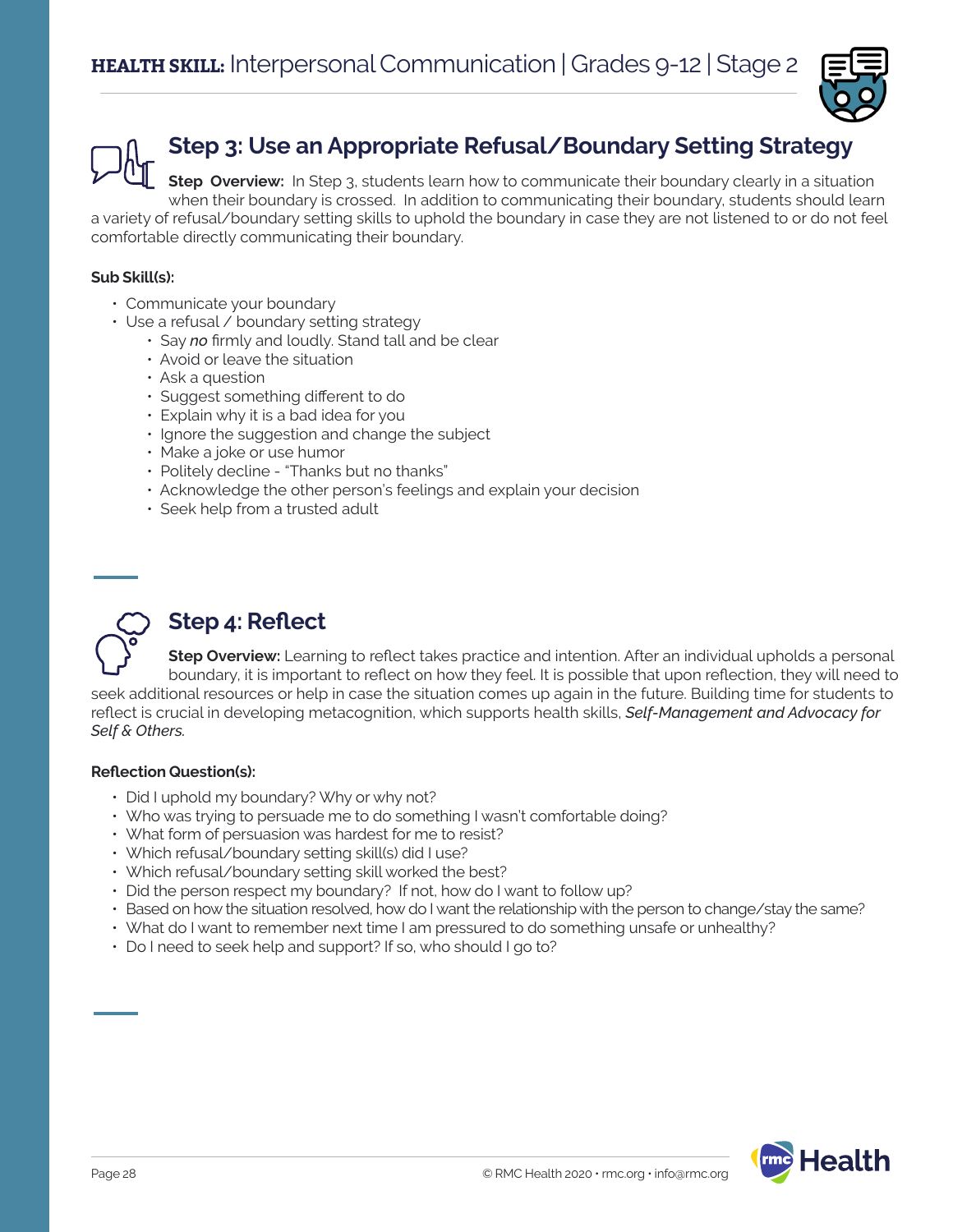## Step 3: Use an Appropriate Refusal/Boundary Setting Strategy

**Step Overview:** In Step 3, students learn how to communicate their boundary clearly in a situation when their boundary is crossed. In addition to communicating their boundary, students should learn a variety of refusal/boundary setting skills to uphold the boundary in case they are not listened to or do not feel comfortable directly communicating their boundary.

**Sub Skill(s):**

- Communicate your boundary
- Use a refusal / boundary setting strategy
  - Say *no* firmly and loudly. Stand tall and be clear
  - Avoid or leave the situation
  - Ask a question
  - Suggest something different to do
  - Explain why it is a bad idea for you
  - Ignore the suggestion and change the subject
  - Make a joke or use humor
  - Politely decline - "Thanks but no thanks"
  - Acknowledge the other person's feelings and explain your decision
  - Seek help from a trusted adult

## Step 4: Reflect

**Step Overview:** Learning to reflect takes practice and intention. After an individual upholds a personal boundary, it is important to reflect on how they feel. It is possible that upon reflection, they will need to seek additional resources or help in case the situation comes up again in the future. Building time for students to reflect is crucial in developing metacognition, which supports health skills, ***Self-Management and Advocacy for Self & Others.***

**Reflection Question(s):**

- Did I uphold my boundary? Why or why not?
- Who was trying to persuade me to do something I wasn't comfortable doing?
- What form of persuasion was hardest for me to resist?
- Which refusal/boundary setting skill(s) did I use?
- Which refusal/boundary setting skill worked the best?
- Did the person respect my boundary? If not, how do I want to follow up?
- Based on how the situation resolved, how do I want the relationship with the person to change/stay the same?
- What do I want to remember next time I am pressured to do something unsafe or unhealthy?
- Do I need to seek help and support? If so, who should I go to?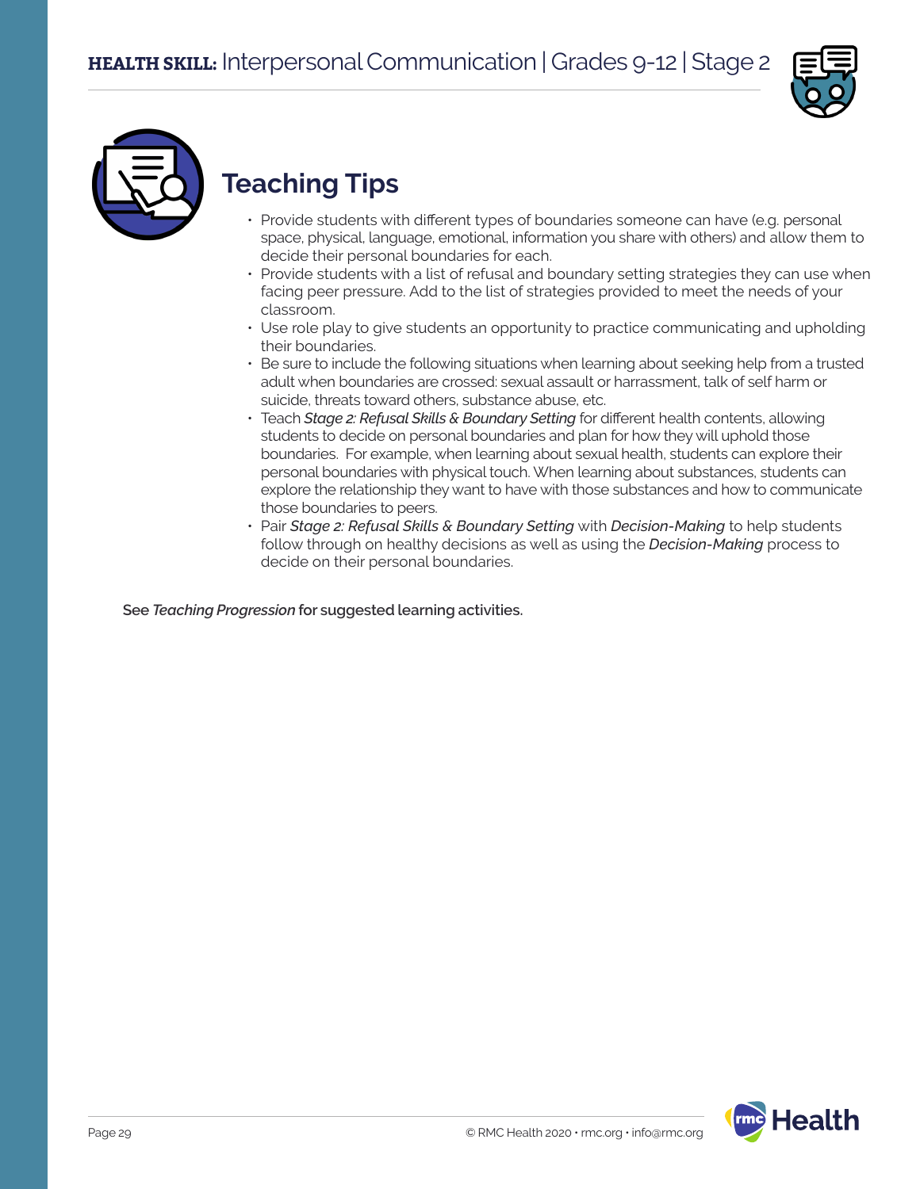## Teaching Tips

- Provide students with different types of boundaries someone can have (e.g. personal space, physical, language, emotional, information you share with others) and allow them to decide their personal boundaries for each.
- Provide students with a list of refusal and boundary setting strategies they can use when facing peer pressure. Add to the list of strategies provided to meet the needs of your classroom.
- Use role play to give students an opportunity to practice communicating and upholding their boundaries.
- Be sure to include the following situations when learning about seeking help from a trusted adult when boundaries are crossed: sexual assault or harrassment, talk of self harm or suicide, threats toward others, substance abuse, etc.
- Teach *Stage 2: Refusal Skills & Boundary Setting* for different health contents, allowing students to decide on personal boundaries and plan for how they will uphold those boundaries. For example, when learning about sexual health, students can explore their personal boundaries with physical touch. When learning about substances, students can explore the relationship they want to have with those substances and how to communicate those boundaries to peers.
- Pair *Stage 2: Refusal Skills & Boundary Setting* with *Decision-Making* to help students follow through on healthy decisions as well as using the *Decision-Making* process to decide on their personal boundaries.

**See *Teaching Progression* for suggested learning activities.**